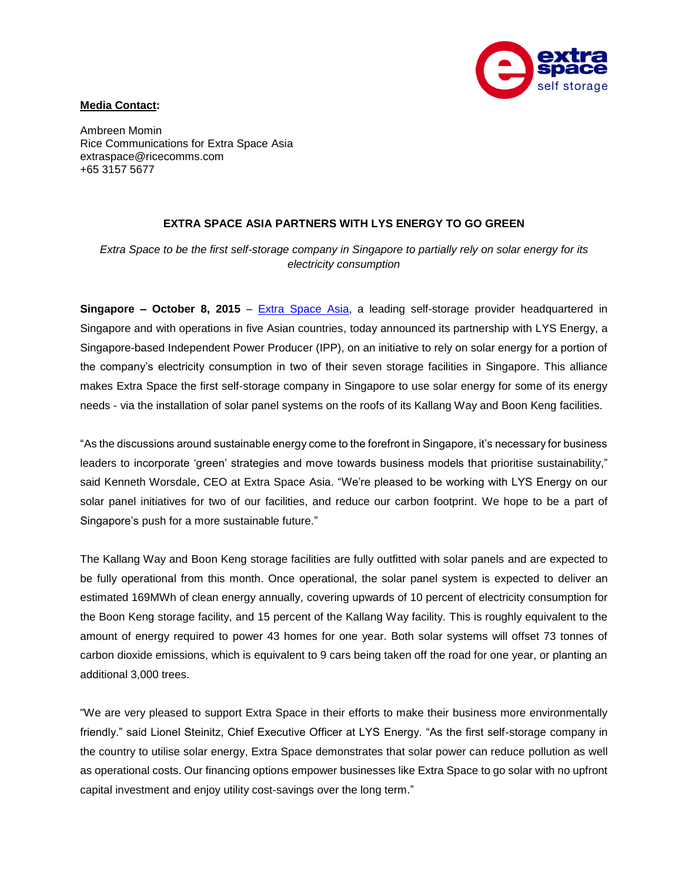**Media Contact:**

Ambreen Momin
Rice Communications for Extra Space Asia
extraspace@ricecomms.com
+65 3157 5677

# EXTRA SPACE ASIA PARTNERS WITH LYS ENERGY TO GO GREEN

*Extra Space to be the first self-storage company in Singapore to partially rely on solar energy for its electricity consumption*

**Singapore – October 8, 2015** – [Extra Space Asia](), a leading self-storage provider headquartered in Singapore and with operations in five Asian countries, today announced its partnership with LYS Energy, a Singapore-based Independent Power Producer (IPP), on an initiative to rely on solar energy for a portion of the company's electricity consumption in two of their seven storage facilities in Singapore. This alliance makes Extra Space the first self-storage company in Singapore to use solar energy for some of its energy needs - via the installation of solar panel systems on the roofs of its Kallang Way and Boon Keng facilities.

"As the discussions around sustainable energy come to the forefront in Singapore, it's necessary for business leaders to incorporate 'green' strategies and move towards business models that prioritise sustainability," said Kenneth Worsdale, CEO at Extra Space Asia. "We're pleased to be working with LYS Energy on our solar panel initiatives for two of our facilities, and reduce our carbon footprint. We hope to be a part of Singapore's push for a more sustainable future."

The Kallang Way and Boon Keng storage facilities are fully outfitted with solar panels and are expected to be fully operational from this month. Once operational, the solar panel system is expected to deliver an estimated 169MWh of clean energy annually, covering upwards of 10 percent of electricity consumption for the Boon Keng storage facility, and 15 percent of the Kallang Way facility. This is roughly equivalent to the amount of energy required to power 43 homes for one year. Both solar systems will offset 73 tonnes of carbon dioxide emissions, which is equivalent to 9 cars being taken off the road for one year, or planting an additional 3,000 trees.

"We are very pleased to support Extra Space in their efforts to make their business more environmentally friendly." said Lionel Steinitz, Chief Executive Officer at LYS Energy. "As the first self-storage company in the country to utilise solar energy, Extra Space demonstrates that solar power can reduce pollution as well as operational costs. Our financing options empower businesses like Extra Space to go solar with no upfront capital investment and enjoy utility cost-savings over the long term."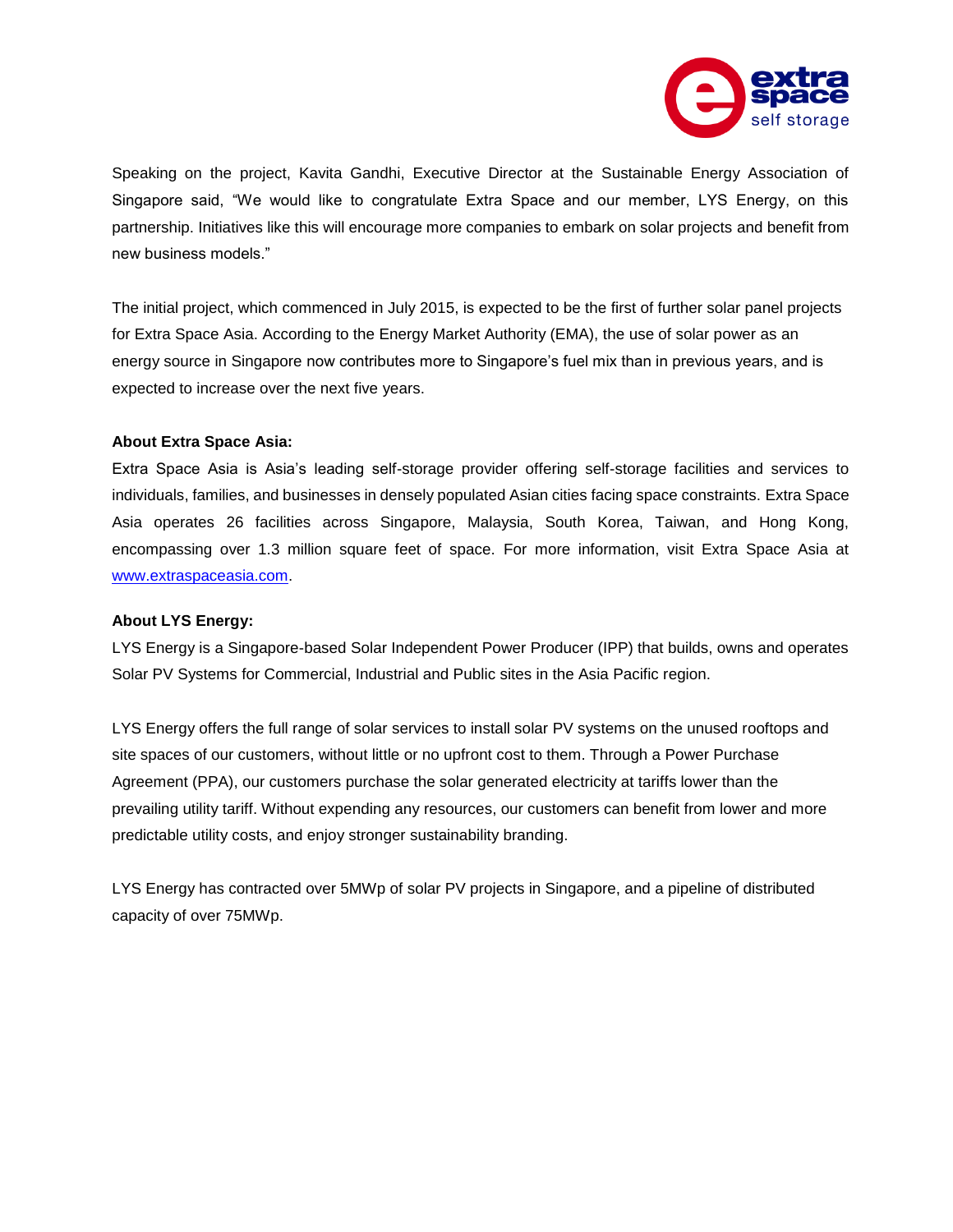Speaking on the project, Kavita Gandhi, Executive Director at the Sustainable Energy Association of Singapore said, “We would like to congratulate Extra Space and our member, LYS Energy, on this partnership. Initiatives like this will encourage more companies to embark on solar projects and benefit from new business models.”

The initial project, which commenced in July 2015, is expected to be the first of further solar panel projects for Extra Space Asia. According to the Energy Market Authority (EMA), the use of solar power as an energy source in Singapore now contributes more to Singapore’s fuel mix than in previous years, and is expected to increase over the next five years.

**About Extra Space Asia:**

Extra Space Asia is Asia’s leading self-storage provider offering self-storage facilities and services to individuals, families, and businesses in densely populated Asian cities facing space constraints. Extra Space Asia operates 26 facilities across Singapore, Malaysia, South Korea, Taiwan, and Hong Kong, encompassing over 1.3 million square feet of space. For more information, visit Extra Space Asia at [www.extraspaceasia.com](http://www.extraspaceasia.com).

**About LYS Energy:**

LYS Energy is a Singapore-based Solar Independent Power Producer (IPP) that builds, owns and operates Solar PV Systems for Commercial, Industrial and Public sites in the Asia Pacific region.

LYS Energy offers the full range of solar services to install solar PV systems on the unused rooftops and site spaces of our customers, without little or no upfront cost to them. Through a Power Purchase Agreement (PPA), our customers purchase the solar generated electricity at tariffs lower than the prevailing utility tariff. Without expending any resources, our customers can benefit from lower and more predictable utility costs, and enjoy stronger sustainability branding.

LYS Energy has contracted over 5MWp of solar PV projects in Singapore, and a pipeline of distributed capacity of over 75MWp.